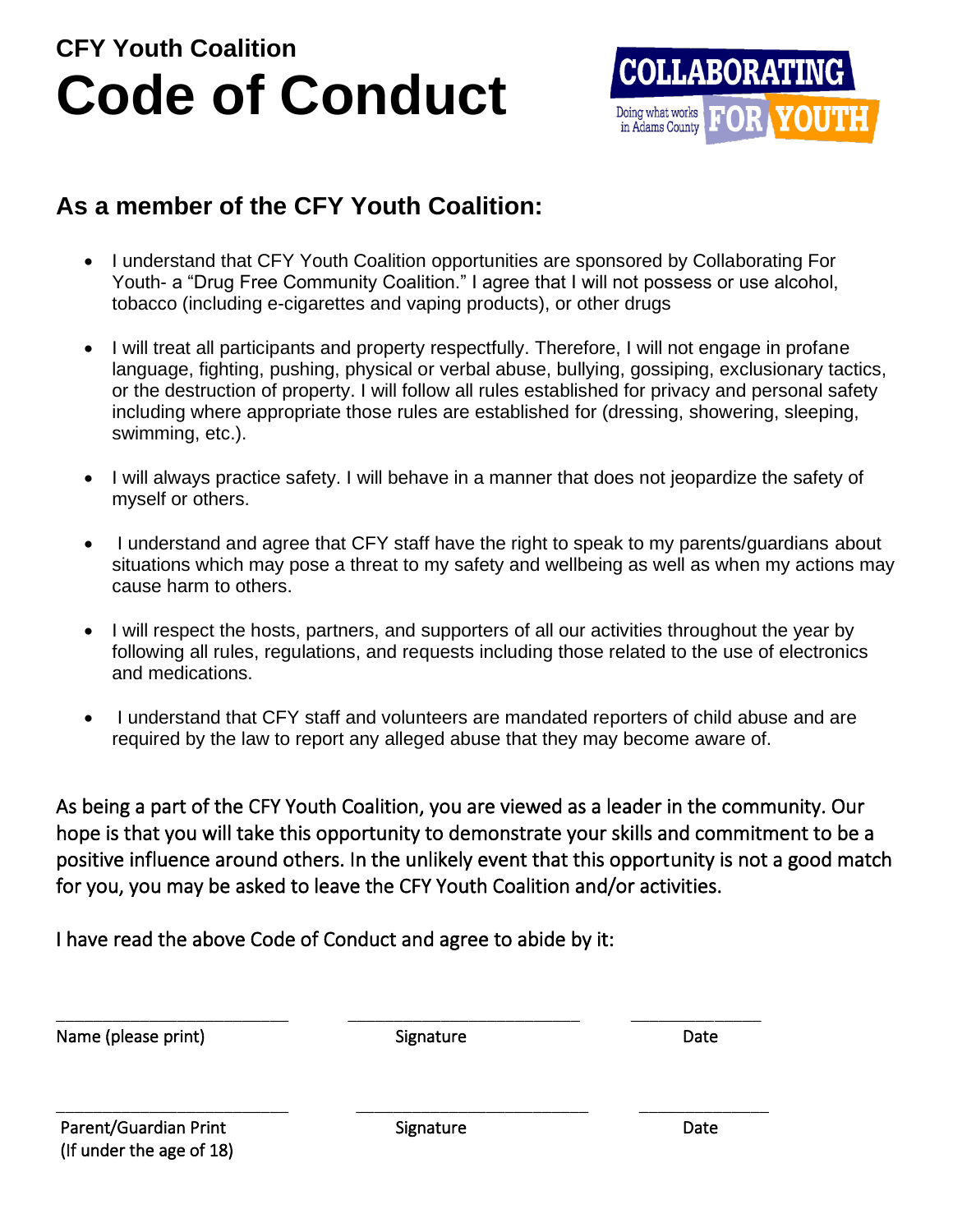CFY Youth Coalition

# Code of Conduct

COLLABORATING FOR YOUTH
Doing what works in Adams County

## As a member of the CFY Youth Coalition:

- I understand that CFY Youth Coalition opportunities are sponsored by Collaborating For Youth- a "Drug Free Community Coalition." I agree that I will not possess or use alcohol, tobacco (including e-cigarettes and vaping products), or other drugs
- I will treat all participants and property respectfully. Therefore, I will not engage in profane language, fighting, pushing, physical or verbal abuse, bullying, gossiping, exclusionary tactics, or the destruction of property. I will follow all rules established for privacy and personal safety including where appropriate those rules are established for (dressing, showering, sleeping, swimming, etc.).
- I will always practice safety. I will behave in a manner that does not jeopardize the safety of myself or others.
- I understand and agree that CFY staff have the right to speak to my parents/guardians about situations which may pose a threat to my safety and wellbeing as well as when my actions may cause harm to others.
- I will respect the hosts, partners, and supporters of all our activities throughout the year by following all rules, regulations, and requests including those related to the use of electronics and medications.
- I understand that CFY staff and volunteers are mandated reporters of child abuse and are required by the law to report any alleged abuse that they may become aware of.

As being a part of the CFY Youth Coalition, you are viewed as a leader in the community. Our hope is that you will take this opportunity to demonstrate your skills and commitment to be a positive influence around others. In the unlikely event that this opportunity is not a good match for you, you may be asked to leave the CFY Youth Coalition and/or activities.

I have read the above Code of Conduct and agree to abide by it:

| ___________________________ | ___________________________ | _______________ |
|---|---|---|
| Name (please print) | Signature | Date |
| ___________________________ | ___________________________ | _______________ |
| Parent/Guardian Print (If under the age of 18) | Signature | Date |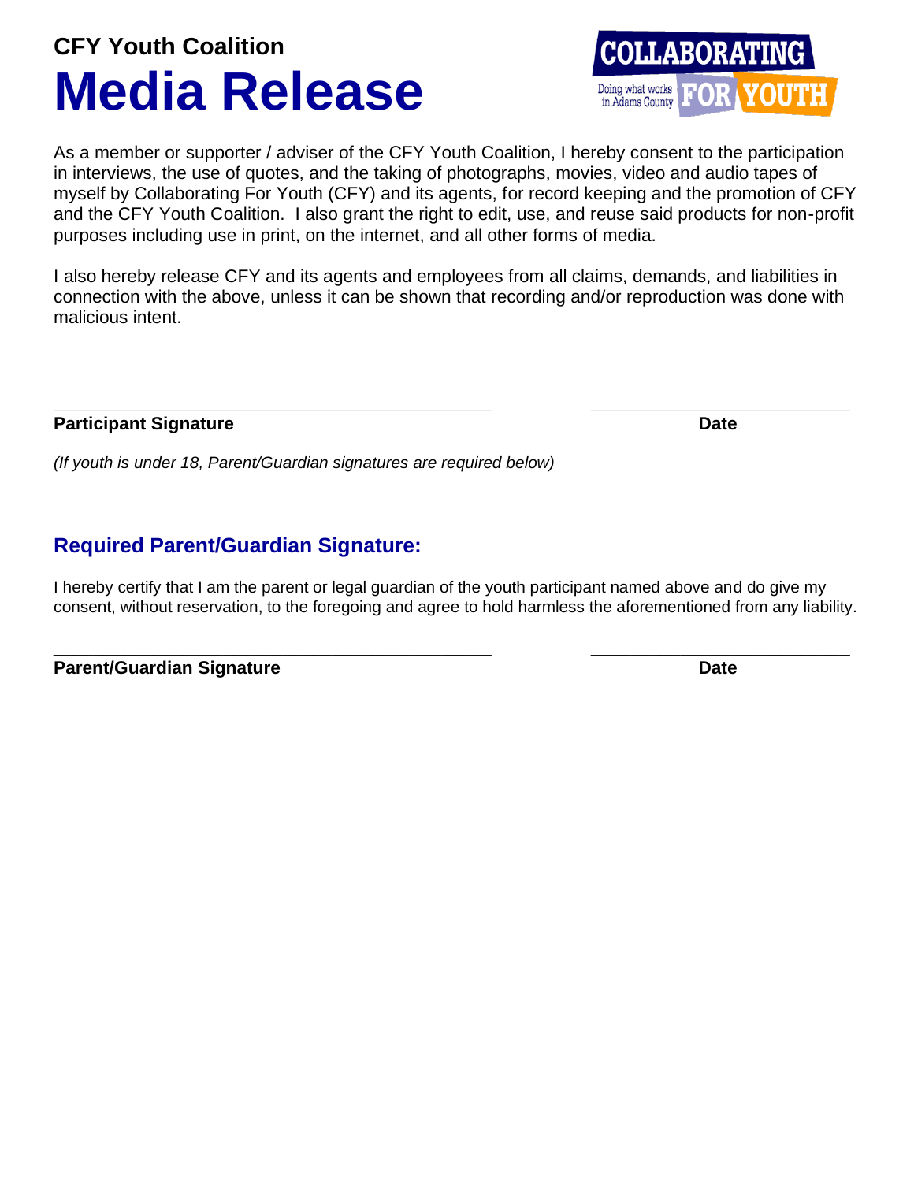**CFY Youth Coalition**

# Media Release

COLLABORATING FOR YOUTH
Doing what works in Adams County

As a member or supporter / adviser of the CFY Youth Coalition, I hereby consent to the participation in interviews, the use of quotes, and the taking of photographs, movies, video and audio tapes of myself by Collaborating For Youth (CFY) and its agents, for record keeping and the promotion of CFY and the CFY Youth Coalition. I also grant the right to edit, use, and reuse said products for non-profit purposes including use in print, on the internet, and all other forms of media.

I also hereby release CFY and its agents and employees from all claims, demands, and liabilities in connection with the above, unless it can be shown that recording and/or reproduction was done with malicious intent.

\_\_\_\_\_\_\_\_\_\_\_\_\_\_\_\_\_\_\_\_\_\_\_\_\_\_\_\_\_\_\_\_\_\_\_\_\_\_\_\_\_\_\_\_ \_\_\_\_\_\_\_\_\_\_\_\_\_\_\_\_\_\_\_\_\_\_\_\_\_\_

**Participant Signature** **Date**

*(If youth is under 18, Parent/Guardian signatures are required below)*

## Required Parent/Guardian Signature:

I hereby certify that I am the parent or legal guardian of the youth participant named above and do give my consent, without reservation, to the foregoing and agree to hold harmless the aforementioned from any liability.

\_\_\_\_\_\_\_\_\_\_\_\_\_\_\_\_\_\_\_\_\_\_\_\_\_\_\_\_\_\_\_\_\_\_\_\_\_\_\_\_\_\_\_\_ \_\_\_\_\_\_\_\_\_\_\_\_\_\_\_\_\_\_\_\_\_\_\_\_\_\_

**Parent/Guardian Signature** **Date**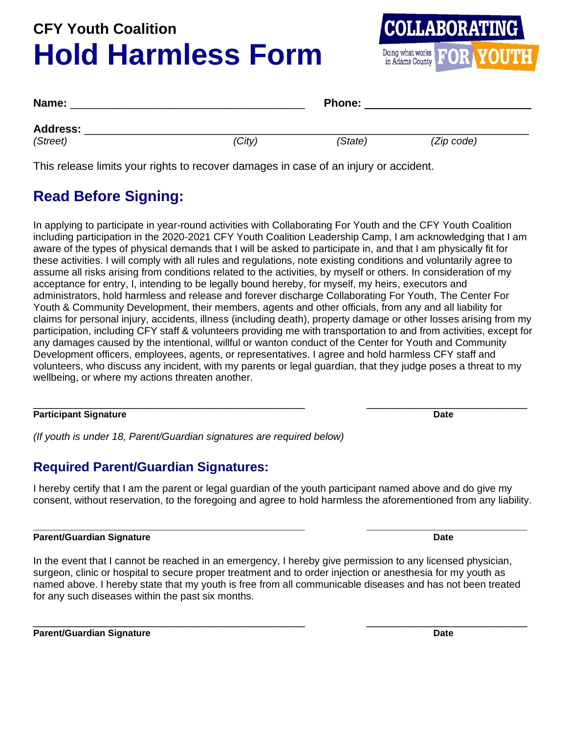## CFY Youth Coalition

# Hold Harmless Form

COLLABORATING FOR YOUTH
Doing what works in Adams County

**Name:** ______________________________________ **Phone:** ___________________________

**Address:** _______________________________________________________________________
*(Street)* *(City)* *(State)* *(Zip code)*

This release limits your rights to recover damages in case of an injury or accident.

## Read Before Signing:

In applying to participate in year-round activities with Collaborating For Youth and the CFY Youth Coalition including participation in the 2020-2021 CFY Youth Coalition Leadership Camp, I am acknowledging that I am aware of the types of physical demands that I will be asked to participate in, and that I am physically fit for these activities. I will comply with all rules and regulations, note existing conditions and voluntarily agree to assume all risks arising from conditions related to the activities, by myself or others. In consideration of my acceptance for entry, I, intending to be legally bound hereby, for myself, my heirs, executors and administrators, hold harmless and release and forever discharge Collaborating For Youth, The Center For Youth & Community Development, their members, agents and other officials, from any and all liability for claims for personal injury, accidents, illness (including death), property damage or other losses arising from my participation, including CFY staff & volunteers providing me with transportation to and from activities, except for any damages caused by the intentional, willful or wanton conduct of the Center for Youth and Community Development officers, employees, agents, or representatives. I agree and hold harmless CFY staff and volunteers, who discuss any incident, with my parents or legal guardian, that they judge poses a threat to my wellbeing, or where my actions threaten another.

___________________________________________ ___________________________
**Participant Signature** **Date**

*(If youth is under 18, Parent/Guardian signatures are required below)*

## Required Parent/Guardian Signatures:

I hereby certify that I am the parent or legal guardian of the youth participant named above and do give my consent, without reservation, to the foregoing and agree to hold harmless the aforementioned from any liability.

___________________________________________ ___________________________
**Parent/Guardian Signature** **Date**

In the event that I cannot be reached in an emergency, I hereby give permission to any licensed physician, surgeon, clinic or hospital to secure proper treatment and to order injection or anesthesia for my youth as named above. I hereby state that my youth is free from all communicable diseases and has not been treated for any such diseases within the past six months.

___________________________________________ ___________________________
**Parent/Guardian Signature** **Date**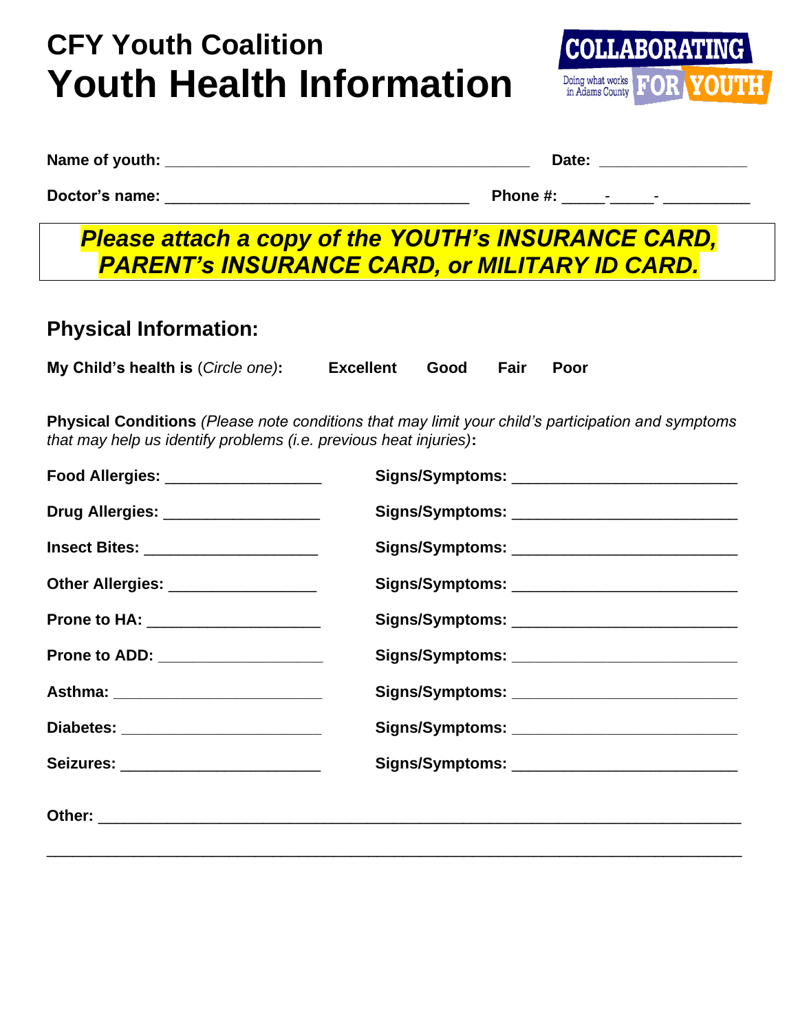# CFY Youth Coalition

# Youth Health Information

COLLABORATING FOR YOUTH — Doing what works in Adams County

**Name of youth:** _______________________________________ **Date:** _______________

**Doctor's name:** ________________________________ **Phone #:** _____-_____- __________

***Please attach a copy of the YOUTH's INSURANCE CARD, PARENT's INSURANCE CARD, or MILITARY ID CARD.***

## Physical Information:

**My Child's health is** (*Circle one*)**:** **Excellent** **Good** **Fair** **Poor**

**Physical Conditions** *(Please note conditions that may limit your child's participation and symptoms that may help us identify problems (i.e. previous heat injuries)***:**

**Food Allergies:** _________________ **Signs/Symptoms:** _________________________

**Drug Allergies:** _________________ **Signs/Symptoms:** _________________________

**Insect Bites:** ___________________ **Signs/Symptoms:** _________________________

**Other Allergies:** ________________ **Signs/Symptoms:** _________________________

**Prone to HA:** ___________________ **Signs/Symptoms:** _________________________

**Prone to ADD:** __________________ **Signs/Symptoms:** _________________________

**Asthma:** _______________________ **Signs/Symptoms:** _________________________

**Diabetes:** ______________________ **Signs/Symptoms:** _________________________

**Seizures:** ______________________ **Signs/Symptoms:** _________________________

**Other:** ___________________________________________________________________

_________________________________________________________________________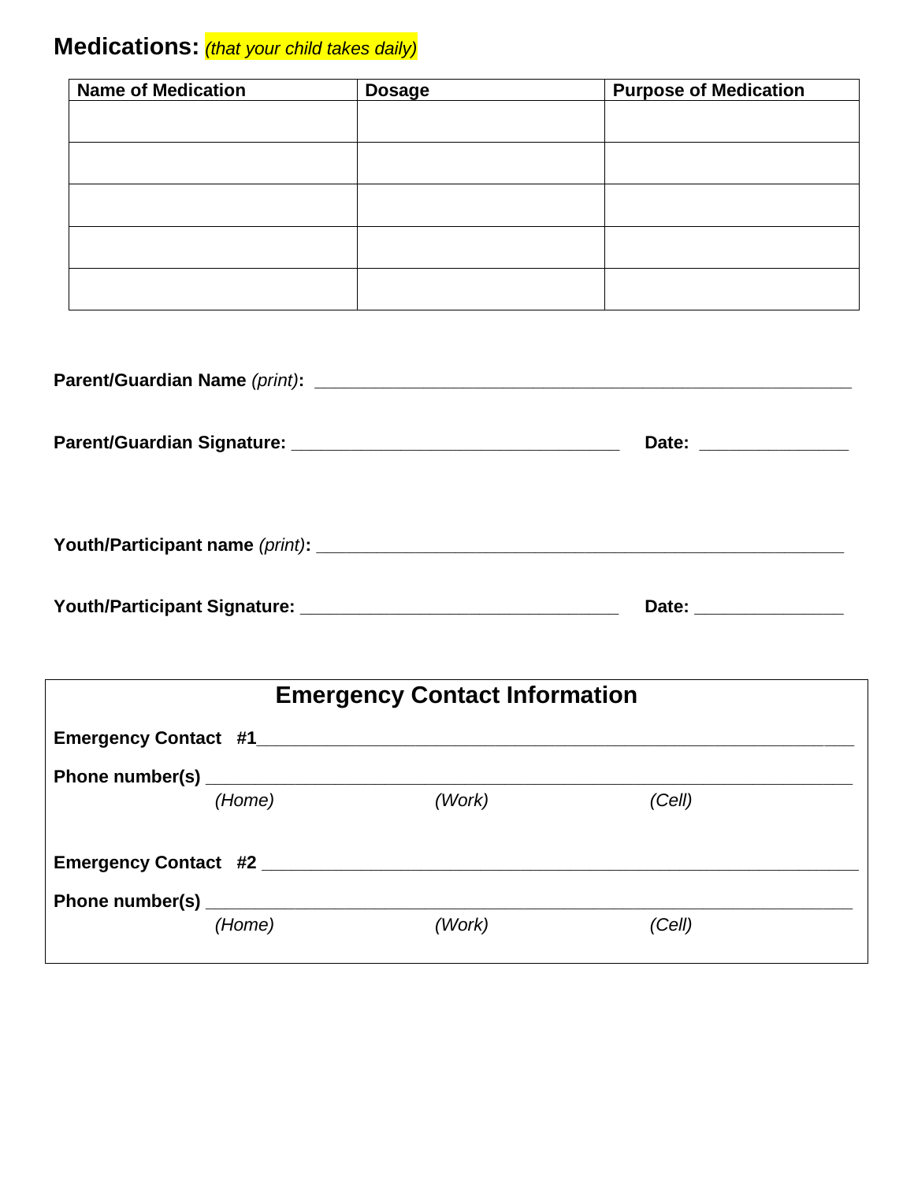## Medications: *(that your child takes daily)*

| Name of Medication | Dosage | Purpose of Medication |
|---|---|---|
| | | |
| | | |
| | | |
| | | |
| | | |

**Parent/Guardian Name** *(print)***:** ______________________________________________________

**Parent/Guardian Signature:** _________________________________ **Date:** _______________

**Youth/Participant name** *(print)***:** _____________________________________________________

**Youth/Participant Signature:** ________________________________ **Date:** _______________

### Emergency Contact Information

**Emergency Contact #1**____________________________________________________________

**Phone number(s)** _________________________________________________________________
*(Home)* *(Work)* *(Cell)*

**Emergency Contact #2** ____________________________________________________________

**Phone number(s)** _________________________________________________________________
*(Home)* *(Work)* *(Cell)*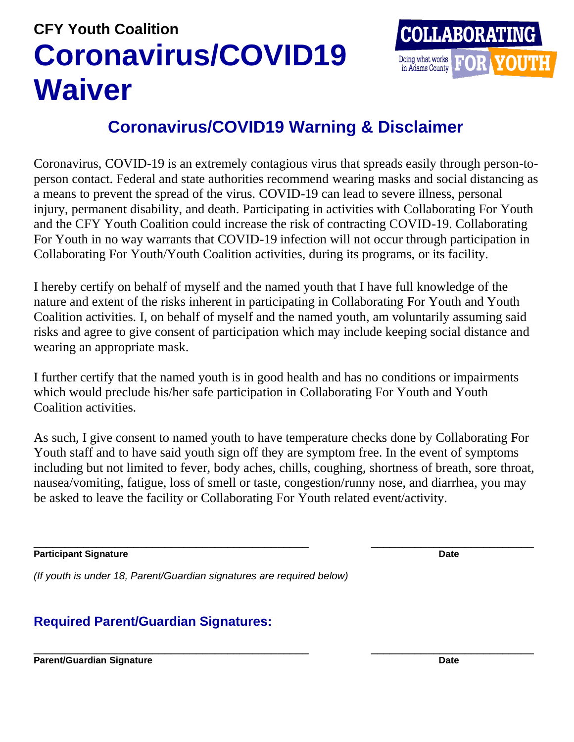**CFY Youth Coalition**

# Coronavirus/COVID19 Waiver

COLLABORATING FOR YOUTH
Doing what works in Adams County

## Coronavirus/COVID19 Warning & Disclaimer

Coronavirus, COVID-19 is an extremely contagious virus that spreads easily through person-to-person contact. Federal and state authorities recommend wearing masks and social distancing as a means to prevent the spread of the virus. COVID-19 can lead to severe illness, personal injury, permanent disability, and death. Participating in activities with Collaborating For Youth and the CFY Youth Coalition could increase the risk of contracting COVID-19. Collaborating For Youth in no way warrants that COVID-19 infection will not occur through participation in Collaborating For Youth/Youth Coalition activities, during its programs, or its facility.

I hereby certify on behalf of myself and the named youth that I have full knowledge of the nature and extent of the risks inherent in participating in Collaborating For Youth and Youth Coalition activities. I, on behalf of myself and the named youth, am voluntarily assuming said risks and agree to give consent of participation which may include keeping social distance and wearing an appropriate mask.

I further certify that the named youth is in good health and has no conditions or impairments which would preclude his/her safe participation in Collaborating For Youth and Youth Coalition activities.

As such, I give consent to named youth to have temperature checks done by Collaborating For Youth staff and to have said youth sign off they are symptom free. In the event of symptoms including but not limited to fever, body aches, chills, coughing, shortness of breath, sore throat, nausea/vomiting, fatigue, loss of smell or taste, congestion/runny nose, and diarrhea, you may be asked to leave the facility or Collaborating For Youth related event/activity.

_______________________________________________ _______________________________

**Participant Signature** **Date**

*(If youth is under 18, Parent/Guardian signatures are required below)*

### Required Parent/Guardian Signatures:

_______________________________________________ _______________________________

**Parent/Guardian Signature** **Date**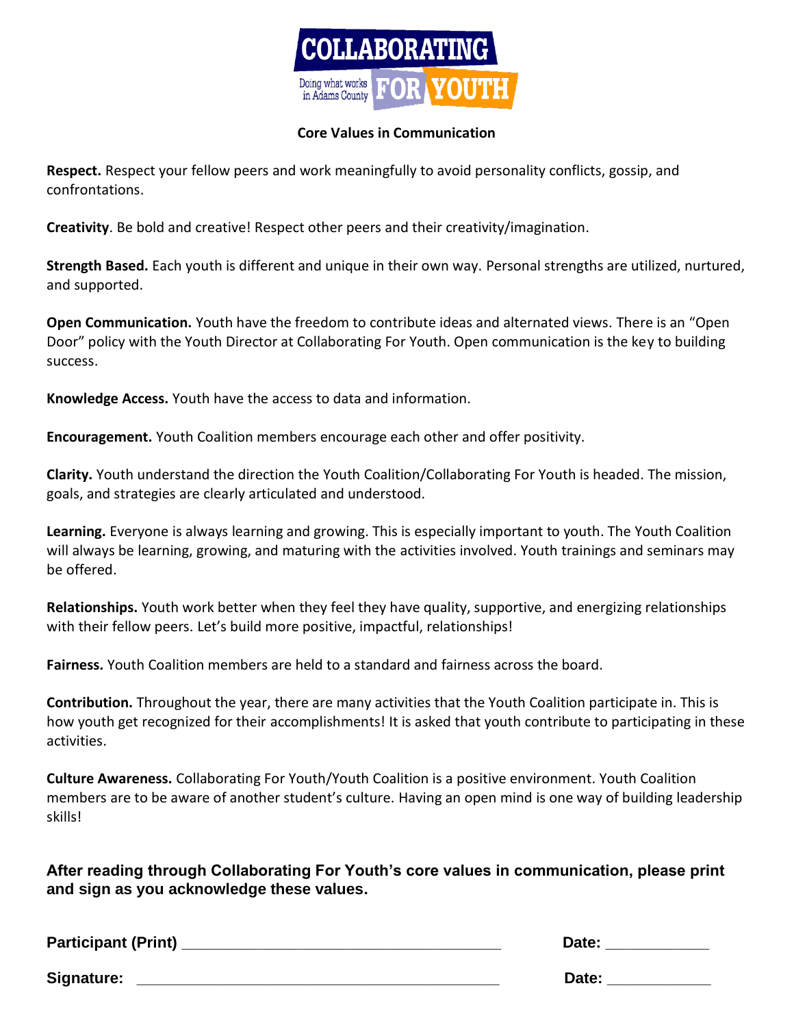COLLABORATING FOR YOUTH

Doing what works in Adams County

**Core Values in Communication**

**Respect.** Respect your fellow peers and work meaningfully to avoid personality conflicts, gossip, and confrontations.

**Creativity**. Be bold and creative! Respect other peers and their creativity/imagination.

**Strength Based.** Each youth is different and unique in their own way. Personal strengths are utilized, nurtured, and supported.

**Open Communication.** Youth have the freedom to contribute ideas and alternated views. There is an "Open Door" policy with the Youth Director at Collaborating For Youth. Open communication is the key to building success.

**Knowledge Access.** Youth have the access to data and information.

**Encouragement.** Youth Coalition members encourage each other and offer positivity.

**Clarity.** Youth understand the direction the Youth Coalition/Collaborating For Youth is headed. The mission, goals, and strategies are clearly articulated and understood.

**Learning.** Everyone is always learning and growing. This is especially important to youth. The Youth Coalition will always be learning, growing, and maturing with the activities involved. Youth trainings and seminars may be offered.

**Relationships.** Youth work better when they feel they have quality, supportive, and energizing relationships with their fellow peers. Let's build more positive, impactful, relationships!

**Fairness.** Youth Coalition members are held to a standard and fairness across the board.

**Contribution.** Throughout the year, there are many activities that the Youth Coalition participate in. This is how youth get recognized for their accomplishments! It is asked that youth contribute to participating in these activities.

**Culture Awareness.** Collaborating For Youth/Youth Coalition is a positive environment. Youth Coalition members are to be aware of another student's culture. Having an open mind is one way of building leadership skills!

**After reading through Collaborating For Youth's core values in communication, please print and sign as you acknowledge these values.**

**Participant (Print)** ______________________________________ **Date:** ____________

**Signature:** ___________________________________________ **Date:** ____________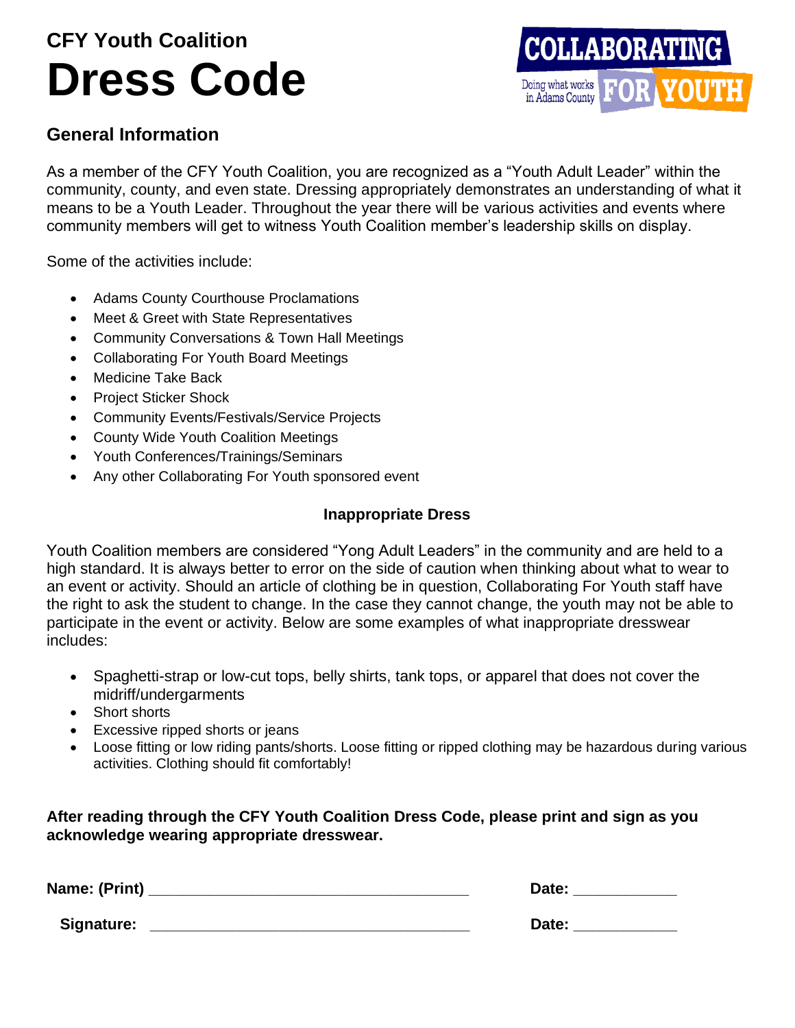## CFY Youth Coalition

# Dress Code

COLLABORATING FOR YOUTH
Doing what works in Adams County

## General Information

As a member of the CFY Youth Coalition, you are recognized as a "Youth Adult Leader" within the community, county, and even state. Dressing appropriately demonstrates an understanding of what it means to be a Youth Leader. Throughout the year there will be various activities and events where community members will get to witness Youth Coalition member's leadership skills on display.

Some of the activities include:

- Adams County Courthouse Proclamations
- Meet & Greet with State Representatives
- Community Conversations & Town Hall Meetings
- Collaborating For Youth Board Meetings
- Medicine Take Back
- Project Sticker Shock
- Community Events/Festivals/Service Projects
- County Wide Youth Coalition Meetings
- Youth Conferences/Trainings/Seminars
- Any other Collaborating For Youth sponsored event

### Inappropriate Dress

Youth Coalition members are considered "Yong Adult Leaders" in the community and are held to a high standard. It is always better to error on the side of caution when thinking about what to wear to an event or activity. Should an article of clothing be in question, Collaborating For Youth staff have the right to ask the student to change. In the case they cannot change, the youth may not be able to participate in the event or activity. Below are some examples of what inappropriate dresswear includes:

- Spaghetti-strap or low-cut tops, belly shirts, tank tops, or apparel that does not cover the midriff/undergarments
- Short shorts
- Excessive ripped shorts or jeans
- Loose fitting or low riding pants/shorts. Loose fitting or ripped clothing may be hazardous during various activities. Clothing should fit comfortably!

**After reading through the CFY Youth Coalition Dress Code, please print and sign as you acknowledge wearing appropriate dresswear.**

**Name: (Print)** ____________________________________ **Date:** ____________

**Signature:** ____________________________________ **Date:** ____________